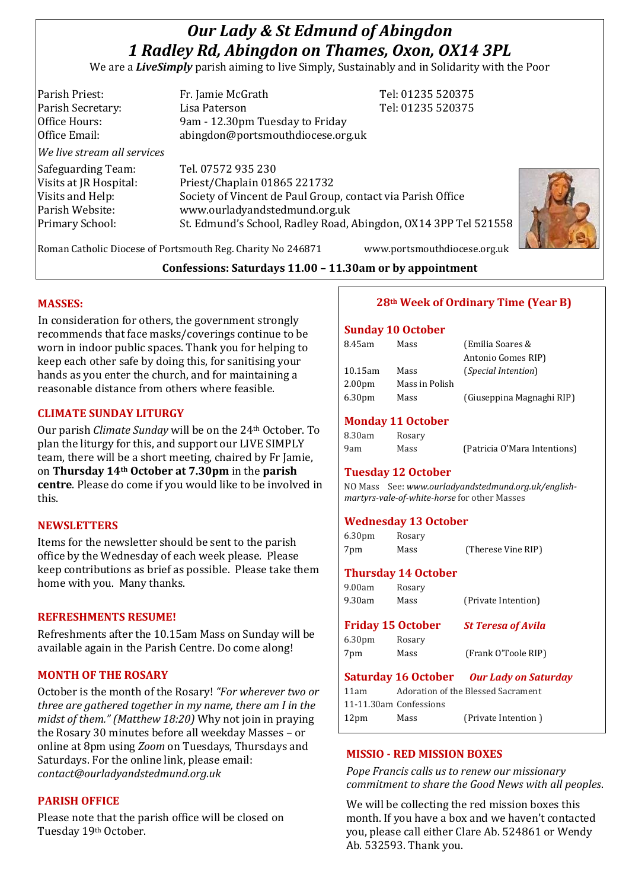# *Our Lady & St Edmund of Abingdon*
# *1 Radley Rd, Abingdon on Thames, Oxon, OX14 3PL*

We are a ***LiveSimply*** parish aiming to live Simply, Sustainably and in Solidarity with the Poor

| | | |
|---|---|---|
| Parish Priest: | Fr. Jamie McGrath | Tel: 01235 520375 |
| Parish Secretary: | Lisa Paterson | Tel: 01235 520375 |
| Office Hours: | 9am - 12.30pm Tuesday to Friday | |
| Office Email: | abingdon@portsmouthdiocese.org.uk | |

*We live stream all services*

| | |
|---|---|
| Safeguarding Team: | Tel. 07572 935 230 |
| Visits at JR Hospital: | Priest/Chaplain 01865 221732 |
| Visits and Help: | Society of Vincent de Paul Group, contact via Parish Office |
| Parish Website: | www.ourladyandstedmund.org.uk |
| Primary School: | St. Edmund's School, Radley Road, Abingdon, OX14 3PP Tel 521558 |

Roman Catholic Diocese of Portsmouth Reg. Charity No 246871 www.portsmouthdiocese.org.uk

**Confessions: Saturdays 11.00 – 11.30am or by appointment**

## MASSES:

In consideration for others, the government strongly recommends that face masks/coverings continue to be worn in indoor public spaces. Thank you for helping to keep each other safe by doing this, for sanitising your hands as you enter the church, and for maintaining a reasonable distance from others where feasible.

## CLIMATE SUNDAY LITURGY

Our parish *Climate Sunday* will be on the 24th October. To plan the liturgy for this, and support our LIVE SIMPLY team, there will be a short meeting, chaired by Fr Jamie, on **Thursday 14th October at 7.30pm** in the **parish centre**. Please do come if you would like to be involved in this.

## NEWSLETTERS

Items for the newsletter should be sent to the parish office by the Wednesday of each week please. Please keep contributions as brief as possible. Please take them home with you. Many thanks.

## REFRESHMENTS RESUME!

Refreshments after the 10.15am Mass on Sunday will be available again in the Parish Centre. Do come along!

## MONTH OF THE ROSARY

October is the month of the Rosary! *"For wherever two or three are gathered together in my name, there am I in the midst of them." (Matthew 18:20)* Why not join in praying the Rosary 30 minutes before all weekday Masses – or online at 8pm using *Zoom* on Tuesdays, Thursdays and Saturdays. For the online link, please email: *contact@ourladyandstedmund.org.uk*

## PARISH OFFICE

Please note that the parish office will be closed on Tuesday 19th October.

## 28th Week of Ordinary Time (Year B)

### Sunday 10 October

| | | |
|---|---|---|
| 8.45am | Mass | (Emilia Soares & Antonio Gomes RIP) |
| 10.15am | Mass | (*Special Intention*) |
| 2.00pm | Mass in Polish | |
| 6.30pm | Mass | (Giuseppina Magnaghi RIP) |

### Monday 11 October

| | | |
|---|---|---|
| 8.30am | Rosary | |
| 9am | Mass | (Patricia O'Mara Intentions) |

### Tuesday 12 October

NO Mass See: *www.ourladyandstedmund.org.uk/english-martyrs-vale-of-white-horse* for other Masses

### Wednesday 13 October

| | | |
|---|---|---|
| 6.30pm | Rosary | |
| 7pm | Mass | (Therese Vine RIP) |

### Thursday 14 October

| | | |
|---|---|---|
| 9.00am | Rosary | |
| 9.30am | Mass | (Private Intention) |

### Friday 15 October — *St Teresa of Avila*

| | | |
|---|---|---|
| 6.30pm | Rosary | |
| 7pm | Mass | (Frank O'Toole RIP) |

### Saturday 16 October — *Our Lady on Saturday*

| | | |
|---|---|---|
| 11am | Adoration of the Blessed Sacrament | |
| 11-11.30am | Confessions | |
| 12pm | Mass | (Private Intention ) |

## MISSIO - RED MISSION BOXES

*Pope Francis calls us to renew our missionary commitment to share the Good News with all peoples.*

We will be collecting the red mission boxes this month. If you have a box and we haven't contacted you, please call either Clare Ab. 524861 or Wendy Ab. 532593. Thank you.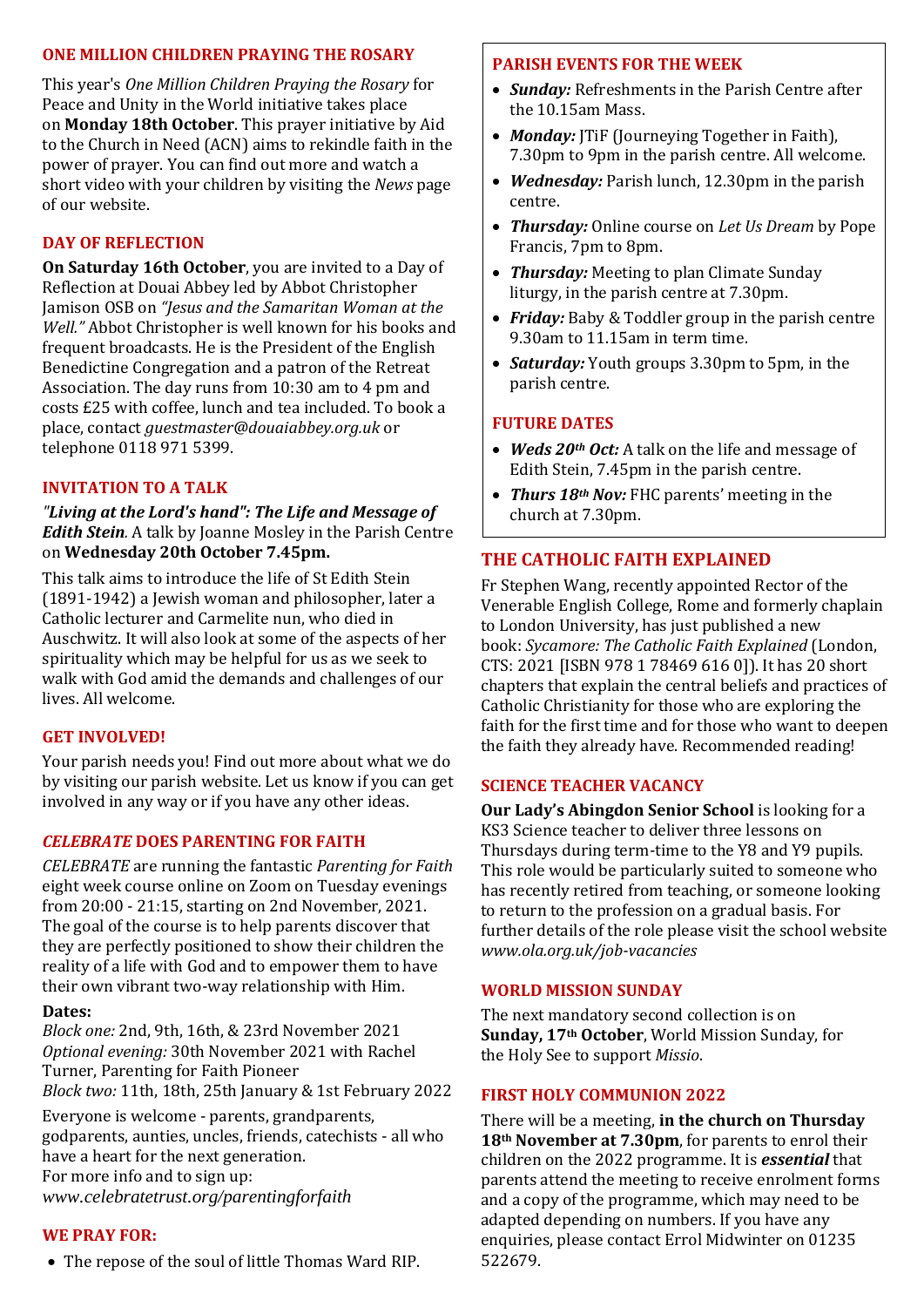## ONE MILLION CHILDREN PRAYING THE ROSARY

This year's *One Million Children Praying the Rosary* for Peace and Unity in the World initiative takes place on **Monday 18th October**. This prayer initiative by Aid to the Church in Need (ACN) aims to rekindle faith in the power of prayer. You can find out more and watch a short video with your children by visiting the *News* page of our website.

## DAY OF REFLECTION

**On Saturday 16th October**, you are invited to a Day of Reflection at Douai Abbey led by Abbot Christopher Jamison OSB on *"Jesus and the Samaritan Woman at the Well."* Abbot Christopher is well known for his books and frequent broadcasts. He is the President of the English Benedictine Congregation and a patron of the Retreat Association. The day runs from 10:30 am to 4 pm and costs £25 with coffee, lunch and tea included. To book a place, contact *guestmaster@douaiabbey.org.uk* or telephone 0118 971 5399.

## INVITATION TO A TALK

***"Living at the Lord's hand": The Life and Message of Edith Stein**.* A talk by Joanne Mosley in the Parish Centre on **Wednesday 20th October 7.45pm.**

This talk aims to introduce the life of St Edith Stein (1891-1942) a Jewish woman and philosopher, later a Catholic lecturer and Carmelite nun, who died in Auschwitz. It will also look at some of the aspects of her spirituality which may be helpful for us as we seek to walk with God amid the demands and challenges of our lives. All welcome.

## GET INVOLVED!

Your parish needs you! Find out more about what we do by visiting our parish website. Let us know if you can get involved in any way or if you have any other ideas.

## *CELEBRATE* DOES PARENTING FOR FAITH

*CELEBRATE* are running the fantastic *Parenting for Faith* eight week course online on Zoom on Tuesday evenings from 20:00 - 21:15, starting on 2nd November, 2021. The goal of the course is to help parents discover that they are perfectly positioned to show their children the reality of a life with God and to empower them to have their own vibrant two-way relationship with Him.

**Dates:**
*Block one:* 2nd, 9th, 16th, & 23rd November 2021
*Optional evening:* 30th November 2021 with Rachel Turner, Parenting for Faith Pioneer
*Block two:* 11th, 18th, 25th January & 1st February 2022

Everyone is welcome - parents, grandparents, godparents, aunties, uncles, friends, catechists - all who have a heart for the next generation.
For more info and to sign up:
*www.celebratetrust.org/parentingforfaith*

## WE PRAY FOR:

- The repose of the soul of little Thomas Ward RIP.

## PARISH EVENTS FOR THE WEEK

- ***Sunday:*** Refreshments in the Parish Centre after the 10.15am Mass.
- ***Monday:*** JTiF (Journeying Together in Faith), 7.30pm to 9pm in the parish centre. All welcome.
- ***Wednesday:*** Parish lunch, 12.30pm in the parish centre.
- ***Thursday:*** Online course on *Let Us Dream* by Pope Francis, 7pm to 8pm.
- ***Thursday:*** Meeting to plan Climate Sunday liturgy, in the parish centre at 7.30pm.
- ***Friday:*** Baby & Toddler group in the parish centre 9.30am to 11.15am in term time.
- ***Saturday:*** Youth groups 3.30pm to 5pm, in the parish centre.

## FUTURE DATES

- ***Weds 20th Oct:*** A talk on the life and message of Edith Stein, 7.45pm in the parish centre.
- ***Thurs 18th Nov:*** FHC parents' meeting in the church at 7.30pm.

## THE CATHOLIC FAITH EXPLAINED

Fr Stephen Wang, recently appointed Rector of the Venerable English College, Rome and formerly chaplain to London University, has just published a new book: *Sycamore: The Catholic Faith Explained* (London, CTS: 2021 [ISBN 978 1 78469 616 0]). It has 20 short chapters that explain the central beliefs and practices of Catholic Christianity for those who are exploring the faith for the first time and for those who want to deepen the faith they already have. Recommended reading!

## SCIENCE TEACHER VACANCY

**Our Lady's Abingdon Senior School** is looking for a KS3 Science teacher to deliver three lessons on Thursdays during term-time to the Y8 and Y9 pupils. This role would be particularly suited to someone who has recently retired from teaching, or someone looking to return to the profession on a gradual basis. For further details of the role please visit the school website *www.ola.org.uk/job-vacancies*

## WORLD MISSION SUNDAY

The next mandatory second collection is on **Sunday, 17th October**, World Mission Sunday, for the Holy See to support *Missio*.

## FIRST HOLY COMMUNION 2022

There will be a meeting, **in the church on Thursday 18th November at 7.30pm**, for parents to enrol their children on the 2022 programme. It is ***essential*** that parents attend the meeting to receive enrolment forms and a copy of the programme, which may need to be adapted depending on numbers. If you have any enquiries, please contact Errol Midwinter on 01235 522679.